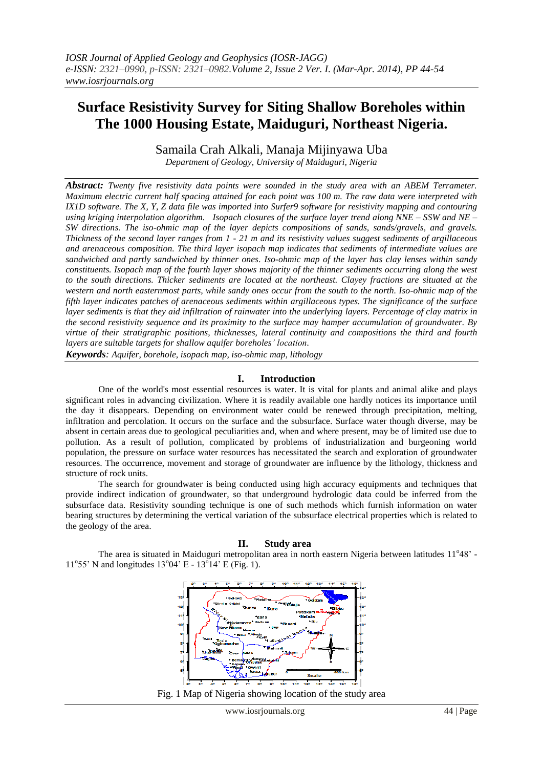# Surface Resistivity Survey for Siting Shallow Boreholes within The 1000 Housing Estate, Maiduguri, Northeast Nigeria.

Samaila Crah Alkali, Manaja Mijinyawa Uba

*Department of Geology, University of Maiduguri, Nigeria*

***Abstract:*** *Twenty five resistivity data points were sounded in the study area with an ABEM Terrameter. Maximum electric current half spacing attained for each point was 100 m. The raw data were interpreted with IX1D software. The X, Y, Z data file was imported into Surfer9 software for resistivity mapping and contouring using kriging interpolation algorithm. Isopach closures of the surface layer trend along NNE – SSW and NE – SW directions. The iso-ohmic map of the layer depicts compositions of sands, sands/gravels, and gravels. Thickness of the second layer ranges from 1 - 21 m and its resistivity values suggest sediments of argillaceous and arenaceous composition. The third layer isopach map indicates that sediments of intermediate values are sandwiched and partly sandwiched by thinner ones. Iso-ohmic map of the layer has clay lenses within sandy constituents. Isopach map of the fourth layer shows majority of the thinner sediments occurring along the west to the south directions. Thicker sediments are located at the northeast. Clayey fractions are situated at the western and north easternmost parts, while sandy ones occur from the south to the north. Iso-ohmic map of the fifth layer indicates patches of arenaceous sediments within argillaceous types. The significance of the surface layer sediments is that they aid infiltration of rainwater into the underlying layers. Percentage of clay matrix in the second resistivity sequence and its proximity to the surface may hamper accumulation of groundwater. By virtue of their stratigraphic positions, thicknesses, lateral continuity and compositions the third and fourth layers are suitable targets for shallow aquifer boreholes' location.*

***Keywords****: Aquifer, borehole, isopach map, iso-ohmic map, lithology*

## I. Introduction

One of the world's most essential resources is water. It is vital for plants and animal alike and plays significant roles in advancing civilization. Where it is readily available one hardly notices its importance until the day it disappears. Depending on environment water could be renewed through precipitation, melting, infiltration and percolation. It occurs on the surface and the subsurface. Surface water though diverse, may be absent in certain areas due to geological peculiarities and, when and where present, may be of limited use due to pollution. As a result of pollution, complicated by problems of industrialization and burgeoning world population, the pressure on surface water resources has necessitated the search and exploration of groundwater resources. The occurrence, movement and storage of groundwater are influence by the lithology, thickness and structure of rock units.

The search for groundwater is being conducted using high accuracy equipments and techniques that provide indirect indication of groundwater, so that underground hydrologic data could be inferred from the subsurface data. Resistivity sounding technique is one of such methods which furnish information on water bearing structures by determining the vertical variation of the subsurface electrical properties which is related to the geology of the area.

## II. Study area

The area is situated in Maiduguri metropolitan area in north eastern Nigeria between latitudes 11°48' - 11°55' N and longitudes 13°04' E - 13°14' E (Fig. 1).

Fig. 1 Map of Nigeria showing location of the study area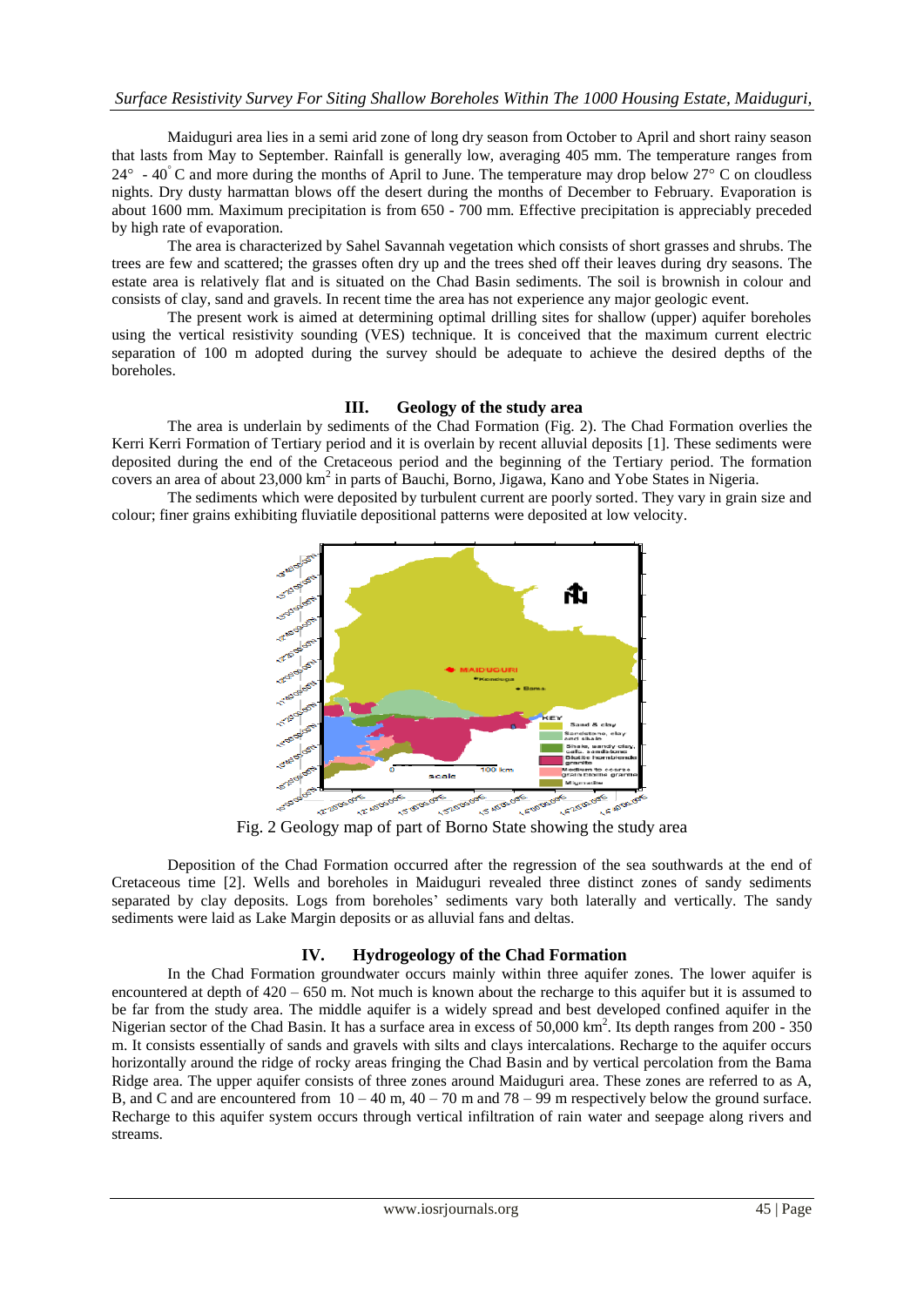Maiduguri area lies in a semi arid zone of long dry season from October to April and short rainy season that lasts from May to September. Rainfall is generally low, averaging 405 mm. The temperature ranges from 24° - 40° C and more during the months of April to June. The temperature may drop below 27° C on cloudless nights. Dry dusty harmattan blows off the desert during the months of December to February. Evaporation is about 1600 mm. Maximum precipitation is from 650 - 700 mm. Effective precipitation is appreciably preceded by high rate of evaporation.

The area is characterized by Sahel Savannah vegetation which consists of short grasses and shrubs. The trees are few and scattered; the grasses often dry up and the trees shed off their leaves during dry seasons. The estate area is relatively flat and is situated on the Chad Basin sediments. The soil is brownish in colour and consists of clay, sand and gravels. In recent time the area has not experience any major geologic event.

The present work is aimed at determining optimal drilling sites for shallow (upper) aquifer boreholes using the vertical resistivity sounding (VES) technique. It is conceived that the maximum current electric separation of 100 m adopted during the survey should be adequate to achieve the desired depths of the boreholes.

## III. Geology of the study area

The area is underlain by sediments of the Chad Formation (Fig. 2). The Chad Formation overlies the Kerri Kerri Formation of Tertiary period and it is overlain by recent alluvial deposits [1]. These sediments were deposited during the end of the Cretaceous period and the beginning of the Tertiary period. The formation covers an area of about 23,000 km$^2$ in parts of Bauchi, Borno, Jigawa, Kano and Yobe States in Nigeria.

The sediments which were deposited by turbulent current are poorly sorted. They vary in grain size and colour; finer grains exhibiting fluviatile depositional patterns were deposited at low velocity.

Fig. 2 Geology map of part of Borno State showing the study area

Deposition of the Chad Formation occurred after the regression of the sea southwards at the end of Cretaceous time [2]. Wells and boreholes in Maiduguri revealed three distinct zones of sandy sediments separated by clay deposits. Logs from boreholes' sediments vary both laterally and vertically. The sandy sediments were laid as Lake Margin deposits or as alluvial fans and deltas.

## IV. Hydrogeology of the Chad Formation

In the Chad Formation groundwater occurs mainly within three aquifer zones. The lower aquifer is encountered at depth of 420 – 650 m. Not much is known about the recharge to this aquifer but it is assumed to be far from the study area. The middle aquifer is a widely spread and best developed confined aquifer in the Nigerian sector of the Chad Basin. It has a surface area in excess of 50,000 km$^2$. Its depth ranges from 200 - 350 m. It consists essentially of sands and gravels with silts and clays intercalations. Recharge to the aquifer occurs horizontally around the ridge of rocky areas fringing the Chad Basin and by vertical percolation from the Bama Ridge area. The upper aquifer consists of three zones around Maiduguri area. These zones are referred to as A, B, and C and are encountered from 10 – 40 m, 40 – 70 m and 78 – 99 m respectively below the ground surface. Recharge to this aquifer system occurs through vertical infiltration of rain water and seepage along rivers and streams.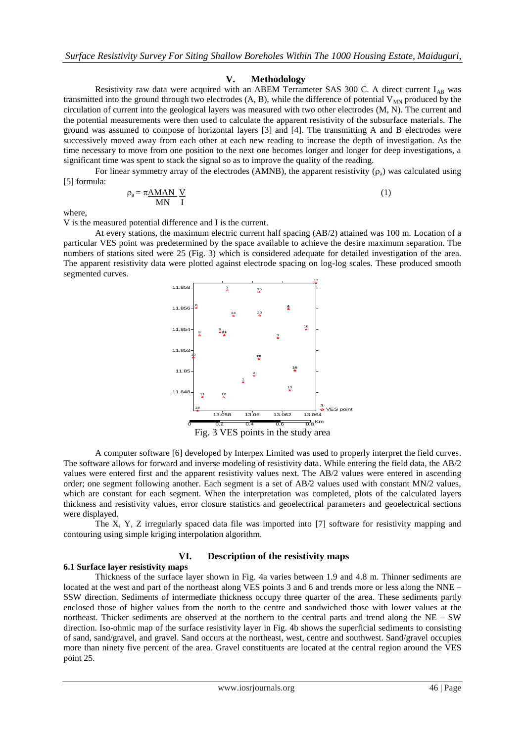## V. Methodology

Resistivity raw data were acquired with an ABEM Terrameter SAS 300 C. A direct current $I_{AB}$ was transmitted into the ground through two electrodes (A, B), while the difference of potential $V_{MN}$ produced by the circulation of current into the geological layers was measured with two other electrodes (M, N). The current and the potential measurements were then used to calculate the apparent resistivity of the subsurface materials. The ground was assumed to compose of horizontal layers [3] and [4]. The transmitting A and B electrodes were successively moved away from each other at each new reading to increase the depth of investigation. As the time necessary to move from one position to the next one becomes longer and longer for deep investigations, a significant time was spent to stack the signal so as to improve the quality of the reading.

For linear symmetry array of the electrodes (AMNB), the apparent resistivity ($\rho_a$) was calculated using [5] formula:

$$\rho_a = \pi \frac{AMAN}{MN} \frac{V}{I} \tag{1}$$

where,

V is the measured potential difference and I is the current.

At every stations, the maximum electric current half spacing (AB/2) attained was 100 m. Location of a particular VES point was predetermined by the space available to achieve the desire maximum separation. The numbers of stations sited were 25 (Fig. 3) which is considered adequate for detailed investigation of the area. The apparent resistivity data were plotted against electrode spacing on log-log scales. These produced smooth segmented curves.

Fig. 3 VES points in the study area

A computer software [6] developed by Interpex Limited was used to properly interpret the field curves. The software allows for forward and inverse modeling of resistivity data. While entering the field data, the AB/2 values were entered first and the apparent resistivity values next. The AB/2 values were entered in ascending order; one segment following another. Each segment is a set of AB/2 values used with constant MN/2 values, which are constant for each segment. When the interpretation was completed, plots of the calculated layers thickness and resistivity values, error closure statistics and geoelectrical parameters and geoelectrical sections were displayed.

The X, Y, Z irregularly spaced data file was imported into [7] software for resistivity mapping and contouring using simple kriging interpolation algorithm.

## VI. Description of the resistivity maps

### 6.1 Surface layer resistivity maps

Thickness of the surface layer shown in Fig. 4a varies between 1.9 and 4.8 m. Thinner sediments are located at the west and part of the northeast along VES points 3 and 6 and trends more or less along the NNE – SSW direction. Sediments of intermediate thickness occupy three quarter of the area. These sediments partly enclosed those of higher values from the north to the centre and sandwiched those with lower values at the northeast. Thicker sediments are observed at the northern to the central parts and trend along the NE – SW direction. Iso-ohmic map of the surface resistivity layer in Fig. 4b shows the superficial sediments to consisting of sand, sand/gravel, and gravel. Sand occurs at the northeast, west, centre and southwest. Sand/gravel occupies more than ninety five percent of the area. Gravel constituents are located at the central region around the VES point 25.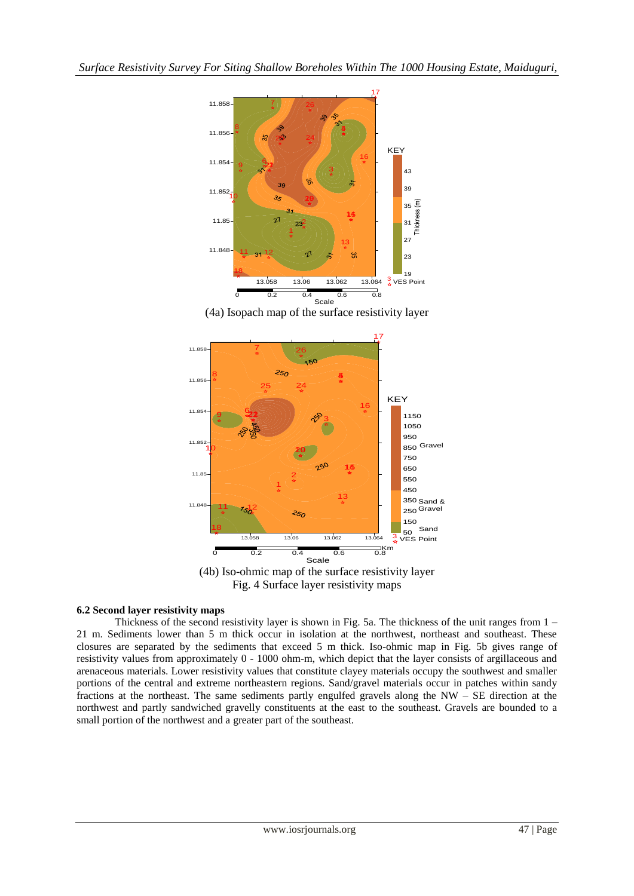(4a) Isopach map of the surface resistivity layer

(4b) Iso-ohmic map of the surface resistivity layer

Fig. 4 Surface layer resistivity maps

### 6.2 Second layer resistivity maps

Thickness of the second resistivity layer is shown in Fig. 5a. The thickness of the unit ranges from 1 – 21 m. Sediments lower than 5 m thick occur in isolation at the northwest, northeast and southeast. These closures are separated by the sediments that exceed 5 m thick. Iso-ohmic map in Fig. 5b gives range of resistivity values from approximately 0 - 1000 ohm-m, which depict that the layer consists of argillaceous and arenaceous materials. Lower resistivity values that constitute clayey materials occupy the southwest and smaller portions of the central and extreme northeastern regions. Sand/gravel materials occur in patches within sandy fractions at the northeast. The same sediments partly engulfed gravels along the NW – SE direction at the northwest and partly sandwiched gravelly constituents at the east to the southeast. Gravels are bounded to a small portion of the northwest and a greater part of the southeast.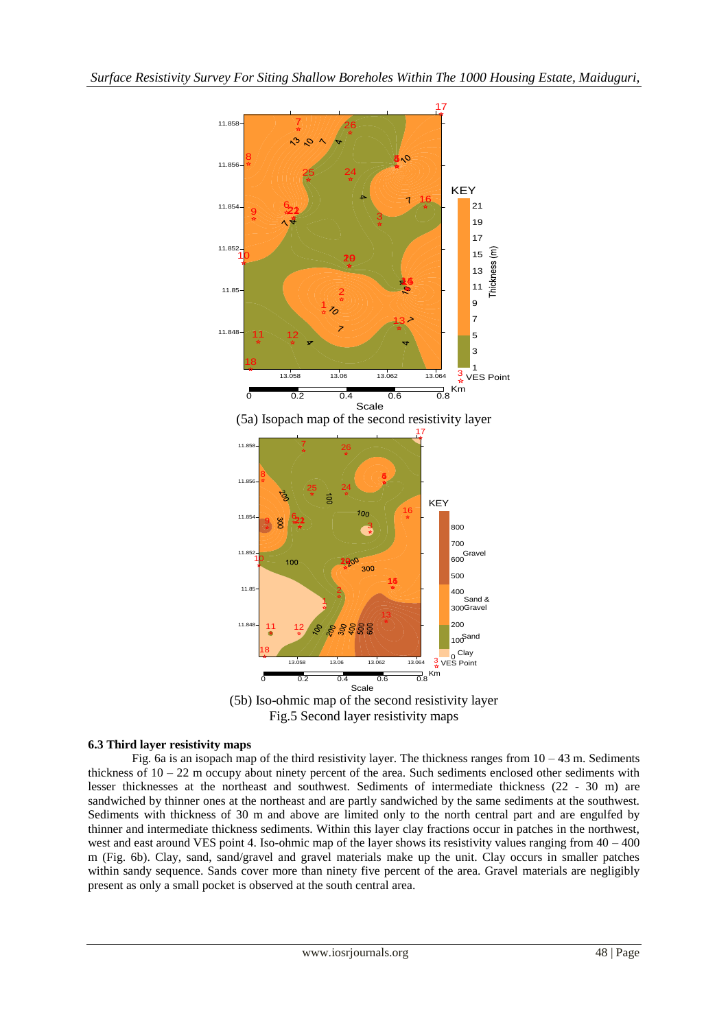(5a) Isopach map of the second resistivity layer

(5b) Iso-ohmic map of the second resistivity layer

Fig.5 Second layer resistivity maps

### 6.3 Third layer resistivity maps

Fig. 6a is an isopach map of the third resistivity layer. The thickness ranges from 10 – 43 m. Sediments thickness of 10 – 22 m occupy about ninety percent of the area. Such sediments enclosed other sediments with lesser thicknesses at the northeast and southwest. Sediments of intermediate thickness (22 - 30 m) are sandwiched by thinner ones at the northeast and are partly sandwiched by the same sediments at the southwest. Sediments with thickness of 30 m and above are limited only to the north central part and are engulfed by thinner and intermediate thickness sediments. Within this layer clay fractions occur in patches in the northwest, west and east around VES point 4. Iso-ohmic map of the layer shows its resistivity values ranging from 40 – 400 m (Fig. 6b). Clay, sand, sand/gravel and gravel materials make up the unit. Clay occurs in smaller patches within sandy sequence. Sands cover more than ninety five percent of the area. Gravel materials are negligibly present as only a small pocket is observed at the south central area.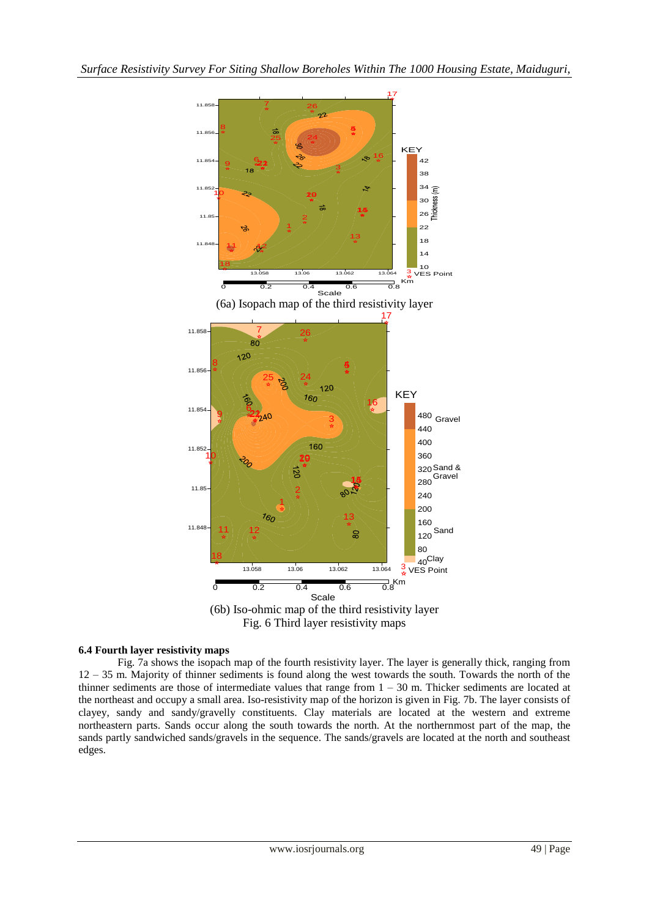(6a) Isopach map of the third resistivity layer

(6b) Iso-ohmic map of the third resistivity layer

Fig. 6 Third layer resistivity maps

### 6.4 Fourth layer resistivity maps

Fig. 7a shows the isopach map of the fourth resistivity layer. The layer is generally thick, ranging from 12 – 35 m. Majority of thinner sediments is found along the west towards the south. Towards the north of the thinner sediments are those of intermediate values that range from 1 – 30 m. Thicker sediments are located at the northeast and occupy a small area. Iso-resistivity map of the horizon is given in Fig. 7b. The layer consists of clayey, sandy and sandy/gravelly constituents. Clay materials are located at the western and extreme northeastern parts. Sands occur along the south towards the north. At the northernmost part of the map, the sands partly sandwiched sands/gravels in the sequence. The sands/gravels are located at the north and southeast edges.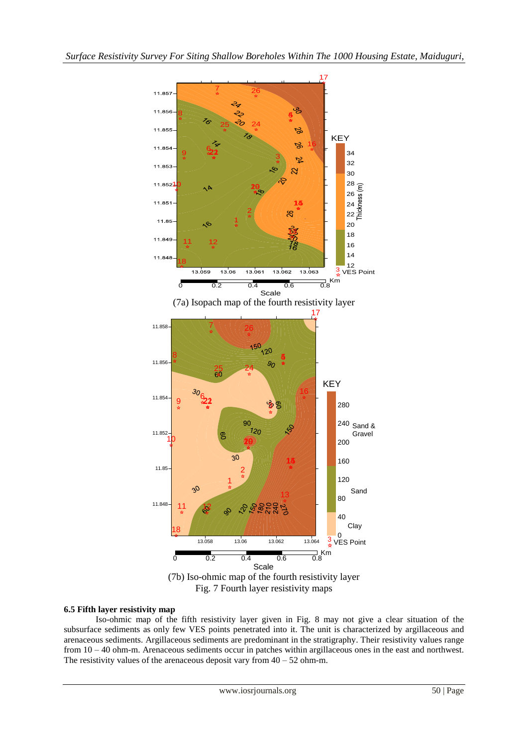(7a) Isopach map of the fourth resistivity layer

(7b) Iso-ohmic map of the fourth resistivity layer

Fig. 7 Fourth layer resistivity maps

### 6.5 Fifth layer resistivity map

Iso-ohmic map of the fifth resistivity layer given in Fig. 8 may not give a clear situation of the subsurface sediments as only few VES points penetrated into it. The unit is characterized by argillaceous and arenaceous sediments. Argillaceous sediments are predominant in the stratigraphy. Their resistivity values range from 10 – 40 ohm-m. Arenaceous sediments occur in patches within argillaceous ones in the east and northwest. The resistivity values of the arenaceous deposit vary from 40 – 52 ohm-m.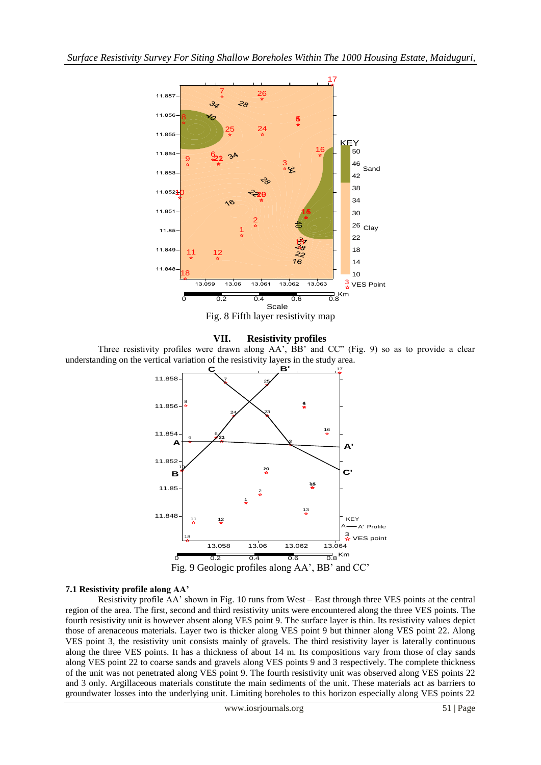Fig. 8 Fifth layer resistivity map

## VII. Resistivity profiles

Three resistivity profiles were drawn along AA', BB' and CC" (Fig. 9) so as to provide a clear understanding on the vertical variation of the resistivity layers in the study area.

Fig. 9 Geologic profiles along AA', BB' and CC'

### 7.1 Resistivity profile along AA'

Resistivity profile AA' shown in Fig. 10 runs from West – East through three VES points at the central region of the area. The first, second and third resistivity units were encountered along the three VES points. The fourth resistivity unit is however absent along VES point 9. The surface layer is thin. Its resistivity values depict those of arenaceous materials. Layer two is thicker along VES point 9 but thinner along VES point 22. Along VES point 3, the resistivity unit consists mainly of gravels. The third resistivity layer is laterally continuous along the three VES points. It has a thickness of about 14 m. Its compositions vary from those of clay sands along VES point 22 to coarse sands and gravels along VES points 9 and 3 respectively. The complete thickness of the unit was not penetrated along VES point 9. The fourth resistivity unit was observed along VES points 22 and 3 only. Argillaceous materials constitute the main sediments of the unit. These materials act as barriers to groundwater losses into the underlying unit. Limiting boreholes to this horizon especially along VES points 22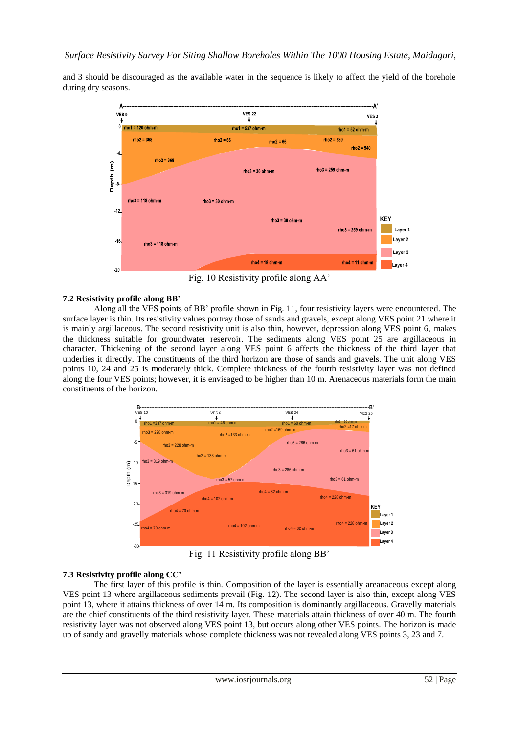and 3 should be discouraged as the available water in the sequence is likely to affect the yield of the borehole during dry seasons.

Fig. 10 Resistivity profile along AA'

**7.2 Resistivity profile along BB'**

Along all the VES points of BB' profile shown in Fig. 11, four resistivity layers were encountered. The surface layer is thin. Its resistivity values portray those of sands and gravels, except along VES point 21 where it is mainly argillaceous. The second resistivity unit is also thin, however, depression along VES point 6, makes the thickness suitable for groundwater reservoir. The sediments along VES point 25 are argillaceous in character. Thickening of the second layer along VES point 6 affects the thickness of the third layer that underlies it directly. The constituents of the third horizon are those of sands and gravels. The unit along VES points 10, 24 and 25 is moderately thick. Complete thickness of the fourth resistivity layer was not defined along the four VES points; however, it is envisaged to be higher than 10 m. Arenaceous materials form the main constituents of the horizon.

Fig. 11 Resistivity profile along BB'

**7.3 Resistivity profile along CC'**

The first layer of this profile is thin. Composition of the layer is essentially areanaceous except along VES point 13 where argillaceous sediments prevail (Fig. 12). The second layer is also thin, except along VES point 13, where it attains thickness of over 14 m. Its composition is dominantly argillaceous. Gravelly materials are the chief constituents of the third resistivity layer. These materials attain thickness of over 40 m. The fourth resistivity layer was not observed along VES point 13, but occurs along other VES points. The horizon is made up of sandy and gravelly materials whose complete thickness was not revealed along VES points 3, 23 and 7.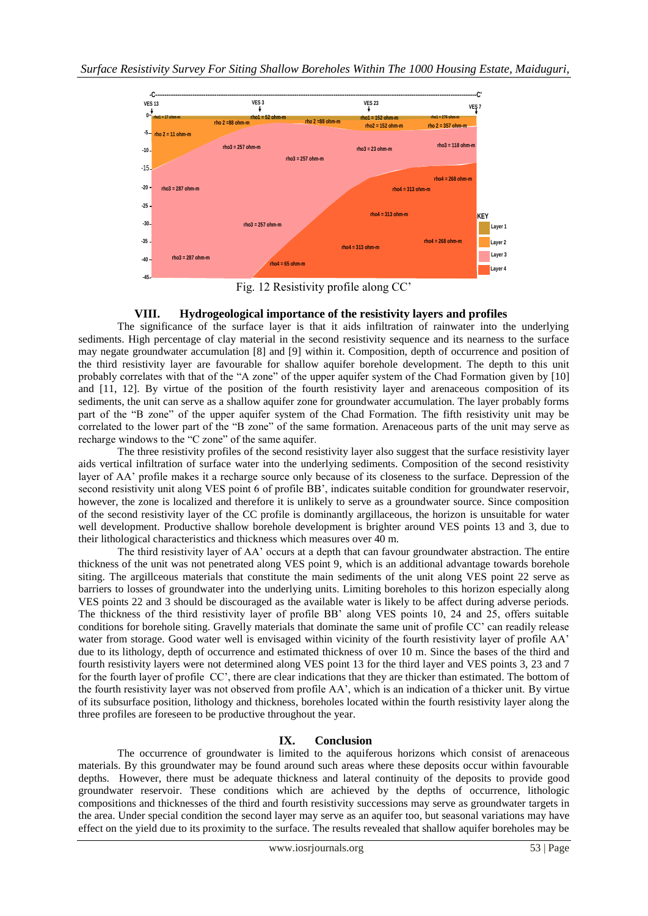Fig. 12 Resistivity profile along CC'

## VIII. Hydrogeological importance of the resistivity layers and profiles

The significance of the surface layer is that it aids infiltration of rainwater into the underlying sediments. High percentage of clay material in the second resistivity sequence and its nearness to the surface may negate groundwater accumulation [8] and [9] within it. Composition, depth of occurrence and position of the third resistivity layer are favourable for shallow aquifer borehole development. The depth to this unit probably correlates with that of the "A zone" of the upper aquifer system of the Chad Formation given by [10] and [11, 12]. By virtue of the position of the fourth resistivity layer and arenaceous composition of its sediments, the unit can serve as a shallow aquifer zone for groundwater accumulation. The layer probably forms part of the "B zone" of the upper aquifer system of the Chad Formation. The fifth resistivity unit may be correlated to the lower part of the "B zone" of the same formation. Arenaceous parts of the unit may serve as recharge windows to the "C zone" of the same aquifer.

The three resistivity profiles of the second resistivity layer also suggest that the surface resistivity layer aids vertical infiltration of surface water into the underlying sediments. Composition of the second resistivity layer of AA' profile makes it a recharge source only because of its closeness to the surface. Depression of the second resistivity unit along VES point 6 of profile BB', indicates suitable condition for groundwater reservoir, however, the zone is localized and therefore it is unlikely to serve as a groundwater source. Since composition of the second resistivity layer of the CC profile is dominantly argillaceous, the horizon is unsuitable for water well development. Productive shallow borehole development is brighter around VES points 13 and 3, due to their lithological characteristics and thickness which measures over 40 m.

The third resistivity layer of AA' occurs at a depth that can favour groundwater abstraction. The entire thickness of the unit was not penetrated along VES point 9, which is an additional advantage towards borehole siting. The argillceous materials that constitute the main sediments of the unit along VES point 22 serve as barriers to losses of groundwater into the underlying units. Limiting boreholes to this horizon especially along VES points 22 and 3 should be discouraged as the available water is likely to be affect during adverse periods. The thickness of the third resistivity layer of profile BB' along VES points 10, 24 and 25, offers suitable conditions for borehole siting. Gravelly materials that dominate the same unit of profile CC' can readily release water from storage. Good water well is envisaged within vicinity of the fourth resistivity layer of profile AA' due to its lithology, depth of occurrence and estimated thickness of over 10 m. Since the bases of the third and fourth resistivity layers were not determined along VES point 13 for the third layer and VES points 3, 23 and 7 for the fourth layer of profile CC', there are clear indications that they are thicker than estimated. The bottom of the fourth resistivity layer was not observed from profile AA', which is an indication of a thicker unit. By virtue of its subsurface position, lithology and thickness, boreholes located within the fourth resistivity layer along the three profiles are foreseen to be productive throughout the year.

## IX. Conclusion

The occurrence of groundwater is limited to the aquiferous horizons which consist of arenaceous materials. By this groundwater may be found around such areas where these deposits occur within favourable depths. However, there must be adequate thickness and lateral continuity of the deposits to provide good groundwater reservoir. These conditions which are achieved by the depths of occurrence, lithologic compositions and thicknesses of the third and fourth resistivity successions may serve as groundwater targets in the area. Under special condition the second layer may serve as an aquifer too, but seasonal variations may have effect on the yield due to its proximity to the surface. The results revealed that shallow aquifer boreholes may be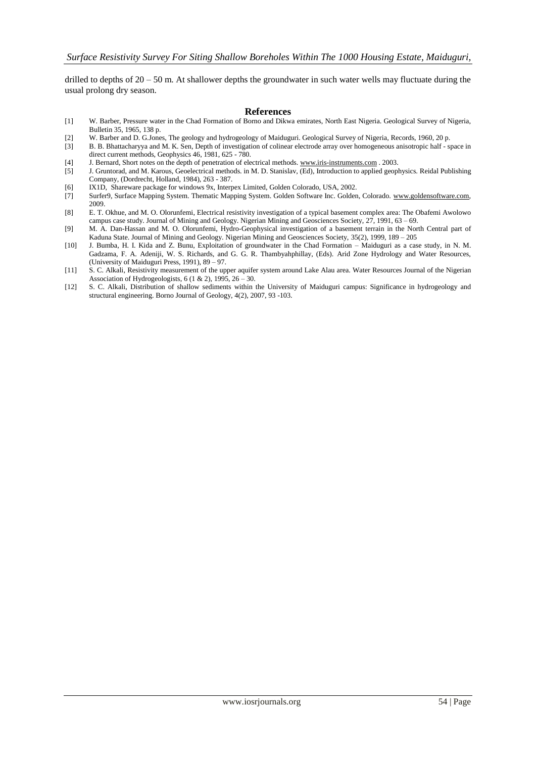drilled to depths of 20 – 50 m. At shallower depths the groundwater in such water wells may fluctuate during the usual prolong dry season.

## References

[1] W. Barber, Pressure water in the Chad Formation of Borno and Dikwa emirates, North East Nigeria. Geological Survey of Nigeria, Bulletin 35, 1965, 138 p.

[2] W. Barber and D. G.Jones, The geology and hydrogeology of Maiduguri. Geological Survey of Nigeria, Records, 1960, 20 p.

[3] B. B. Bhattacharyya and M. K. Sen, Depth of investigation of colinear electrode array over homogeneous anisotropic half - space in direct current methods, Geophysics 46, 1981, 625 - 780.

[4] J. Bernard, Short notes on the depth of penetration of electrical methods. www.iris-instruments.com . 2003.

[5] J. Gruntorad, and M. Karous, Geoelectrical methods. in M. D. Stanislav, (Ed), Introduction to applied geophysics. Reidal Publishing Company, (Dordrecht, Holland, 1984), 263 - 387.

[6] IX1D, Shareware package for windows 9x, Interpex Limited, Golden Colorado, USA, 2002.

[7] Surfer9, Surface Mapping System. Thematic Mapping System. Golden Software Inc. Golden, Colorado. www.goldensoftware.com, 2009.

[8] E. T. Okhue, and M. O. Olorunfemi, Electrical resistivity investigation of a typical basement complex area: The Obafemi Awolowo campus case study. Journal of Mining and Geology. Nigerian Mining and Geosciences Society, 27, 1991, 63 – 69.

[9] M. A. Dan-Hassan and M. O. Olorunfemi, Hydro-Geophysical investigation of a basement terrain in the North Central part of Kaduna State. Journal of Mining and Geology. Nigerian Mining and Geosciences Society, 35(2), 1999, 189 – 205

[10] J. Bumba, H. I. Kida and Z. Bunu, Exploitation of groundwater in the Chad Formation – Maiduguri as a case study, in N. M. Gadzama, F. A. Adeniji, W. S. Richards, and G. G. R. Thambyahphillay, (Eds). Arid Zone Hydrology and Water Resources, (University of Maiduguri Press, 1991), 89 – 97.

[11] S. C. Alkali, Resistivity measurement of the upper aquifer system around Lake Alau area. Water Resources Journal of the Nigerian Association of Hydrogeologists, 6 (1 & 2), 1995, 26 – 30.

[12] S. C. Alkali, Distribution of shallow sediments within the University of Maiduguri campus: Significance in hydrogeology and structural engineering. Borno Journal of Geology, 4(2), 2007, 93 -103.